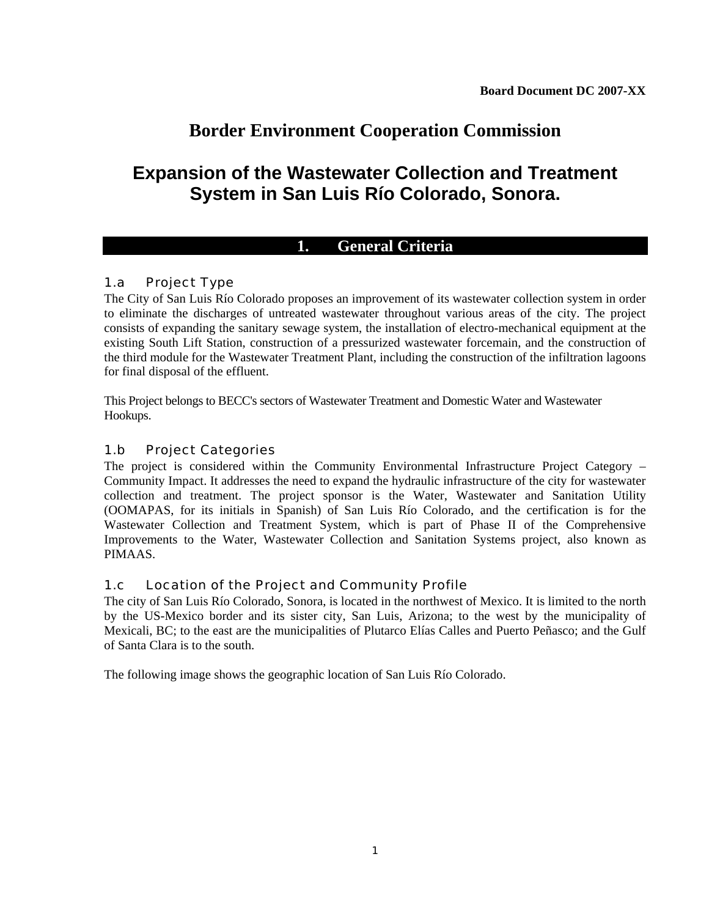**Board Document DC 2007-XX**

# Border Environment Cooperation Commission

# Expansion of the Wastewater Collection and Treatment System in San Luis Río Colorado, Sonora.

## 1. General Criteria

### 1.a Project Type

The City of San Luis Río Colorado proposes an improvement of its wastewater collection system in order to eliminate the discharges of untreated wastewater throughout various areas of the city. The project consists of expanding the sanitary sewage system, the installation of electro-mechanical equipment at the existing South Lift Station, construction of a pressurized wastewater forcemain, and the construction of the third module for the Wastewater Treatment Plant, including the construction of the infiltration lagoons for final disposal of the effluent.

This Project belongs to BECC's sectors of Wastewater Treatment and Domestic Water and Wastewater Hookups.

### 1.b Project Categories

The project is considered within the Community Environmental Infrastructure Project Category – Community Impact. It addresses the need to expand the hydraulic infrastructure of the city for wastewater collection and treatment. The project sponsor is the Water, Wastewater and Sanitation Utility (OOMAPAS, for its initials in Spanish) of San Luis Río Colorado, and the certification is for the Wastewater Collection and Treatment System, which is part of Phase II of the Comprehensive Improvements to the Water, Wastewater Collection and Sanitation Systems project, also known as PIMAAS.

### 1.c Location of the Project and Community Profile

The city of San Luis Río Colorado, Sonora, is located in the northwest of Mexico. It is limited to the north by the US-Mexico border and its sister city, San Luis, Arizona; to the west by the municipality of Mexicali, BC; to the east are the municipalities of Plutarco Elías Calles and Puerto Peñasco; and the Gulf of Santa Clara is to the south.

The following image shows the geographic location of San Luis Río Colorado.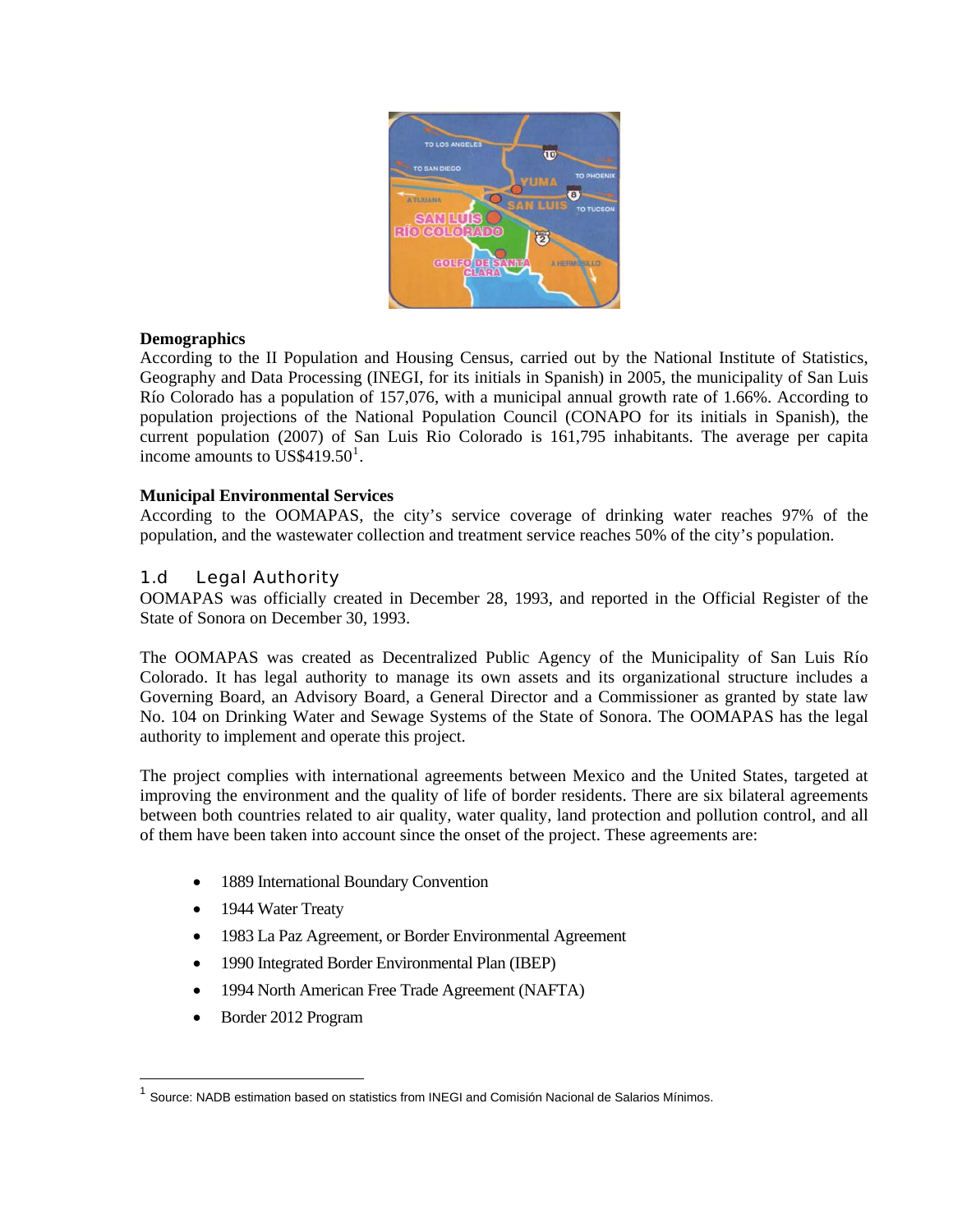**Demographics**
According to the II Population and Housing Census, carried out by the National Institute of Statistics, Geography and Data Processing (INEGI, for its initials in Spanish) in 2005, the municipality of San Luis Río Colorado has a population of 157,076, with a municipal annual growth rate of 1.66%. According to population projections of the National Population Council (CONAPO for its initials in Spanish), the current population (2007) of San Luis Rio Colorado is 161,795 inhabitants. The average per capita income amounts to US$419.50[1].

**Municipal Environmental Services**
According to the OOMAPAS, the city's service coverage of drinking water reaches 97% of the population, and the wastewater collection and treatment service reaches 50% of the city's population.

## 1.d Legal Authority

OOMAPAS was officially created in December 28, 1993, and reported in the Official Register of the State of Sonora on December 30, 1993.

The OOMAPAS was created as Decentralized Public Agency of the Municipality of San Luis Río Colorado. It has legal authority to manage its own assets and its organizational structure includes a Governing Board, an Advisory Board, a General Director and a Commissioner as granted by state law No. 104 on Drinking Water and Sewage Systems of the State of Sonora. The OOMAPAS has the legal authority to implement and operate this project.

The project complies with international agreements between Mexico and the United States, targeted at improving the environment and the quality of life of border residents. There are six bilateral agreements between both countries related to air quality, water quality, land protection and pollution control, and all of them have been taken into account since the onset of the project. These agreements are:

- 1889 International Boundary Convention
- 1944 Water Treaty
- 1983 La Paz Agreement, or Border Environmental Agreement
- 1990 Integrated Border Environmental Plan (IBEP)
- 1994 North American Free Trade Agreement (NAFTA)
- Border 2012 Program

[1] Source: NADB estimation based on statistics from INEGI and Comisión Nacional de Salarios Mínimos.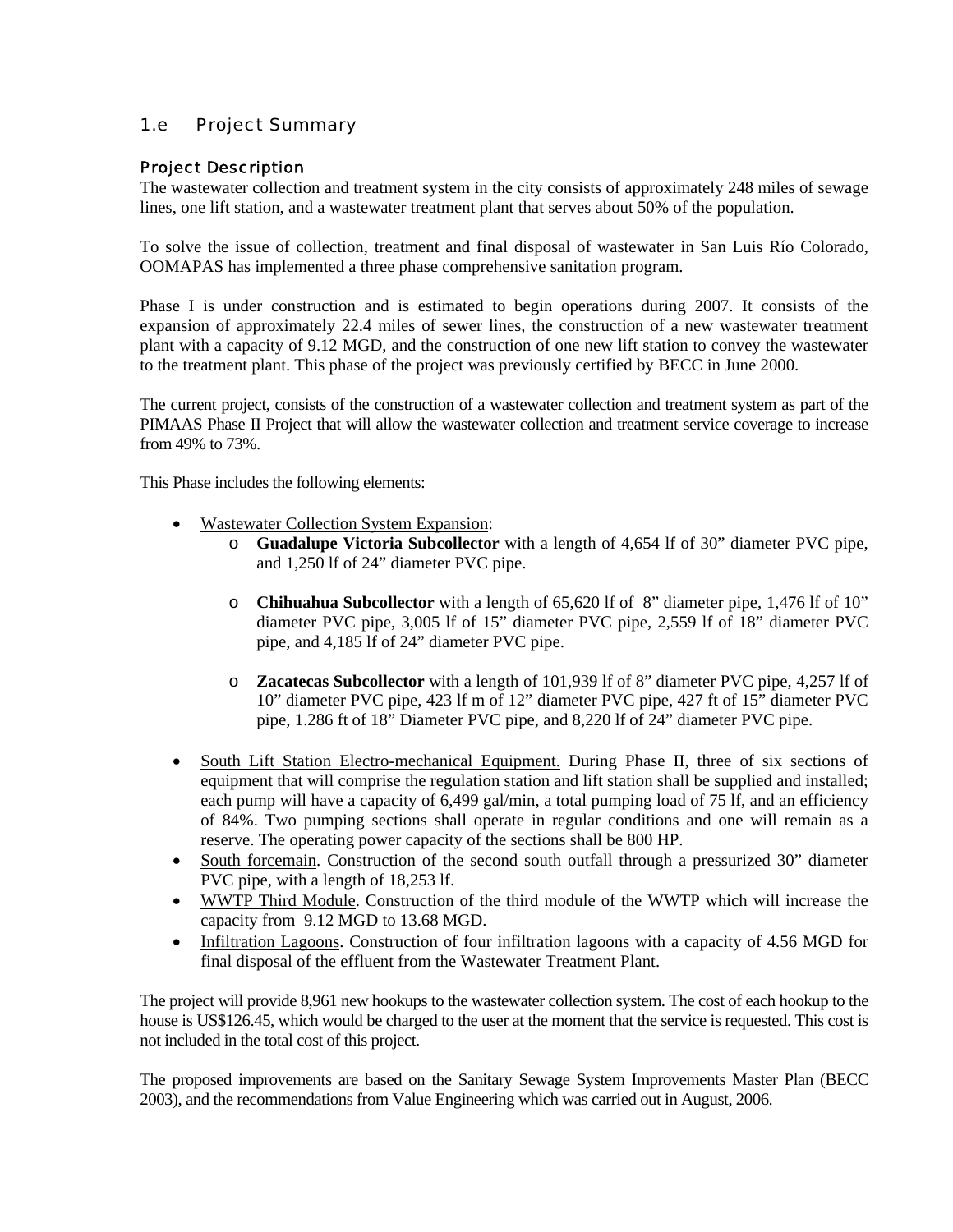## 1.e Project Summary

### Project Description

The wastewater collection and treatment system in the city consists of approximately 248 miles of sewage lines, one lift station, and a wastewater treatment plant that serves about 50% of the population.

To solve the issue of collection, treatment and final disposal of wastewater in San Luis Río Colorado, OOMAPAS has implemented a three phase comprehensive sanitation program.

Phase I is under construction and is estimated to begin operations during 2007. It consists of the expansion of approximately 22.4 miles of sewer lines, the construction of a new wastewater treatment plant with a capacity of 9.12 MGD, and the construction of one new lift station to convey the wastewater to the treatment plant. This phase of the project was previously certified by BECC in June 2000.

The current project, consists of the construction of a wastewater collection and treatment system as part of the PIMAAS Phase II Project that will allow the wastewater collection and treatment service coverage to increase from 49% to 73%.

This Phase includes the following elements:

- Wastewater Collection System Expansion:
  - **Guadalupe Victoria Subcollector** with a length of 4,654 lf of 30" diameter PVC pipe, and 1,250 lf of 24" diameter PVC pipe.
  - **Chihuahua Subcollector** with a length of 65,620 lf of 8" diameter pipe, 1,476 lf of 10" diameter PVC pipe, 3,005 lf of 15" diameter PVC pipe, 2,559 lf of 18" diameter PVC pipe, and 4,185 lf of 24" diameter PVC pipe.
  - **Zacatecas Subcollector** with a length of 101,939 lf of 8" diameter PVC pipe, 4,257 lf of 10" diameter PVC pipe, 423 lf m of 12" diameter PVC pipe, 427 ft of 15" diameter PVC pipe, 1.286 ft of 18" Diameter PVC pipe, and 8,220 lf of 24" diameter PVC pipe.
- South Lift Station Electro-mechanical Equipment. During Phase II, three of six sections of equipment that will comprise the regulation station and lift station shall be supplied and installed; each pump will have a capacity of 6,499 gal/min, a total pumping load of 75 lf, and an efficiency of 84%. Two pumping sections shall operate in regular conditions and one will remain as a reserve. The operating power capacity of the sections shall be 800 HP.
- South forcemain. Construction of the second south outfall through a pressurized 30" diameter PVC pipe, with a length of 18,253 lf.
- WWTP Third Module. Construction of the third module of the WWTP which will increase the capacity from 9.12 MGD to 13.68 MGD.
- Infiltration Lagoons. Construction of four infiltration lagoons with a capacity of 4.56 MGD for final disposal of the effluent from the Wastewater Treatment Plant.

The project will provide 8,961 new hookups to the wastewater collection system. The cost of each hookup to the house is US$126.45, which would be charged to the user at the moment that the service is requested. This cost is not included in the total cost of this project.

The proposed improvements are based on the Sanitary Sewage System Improvements Master Plan (BECC 2003), and the recommendations from Value Engineering which was carried out in August, 2006.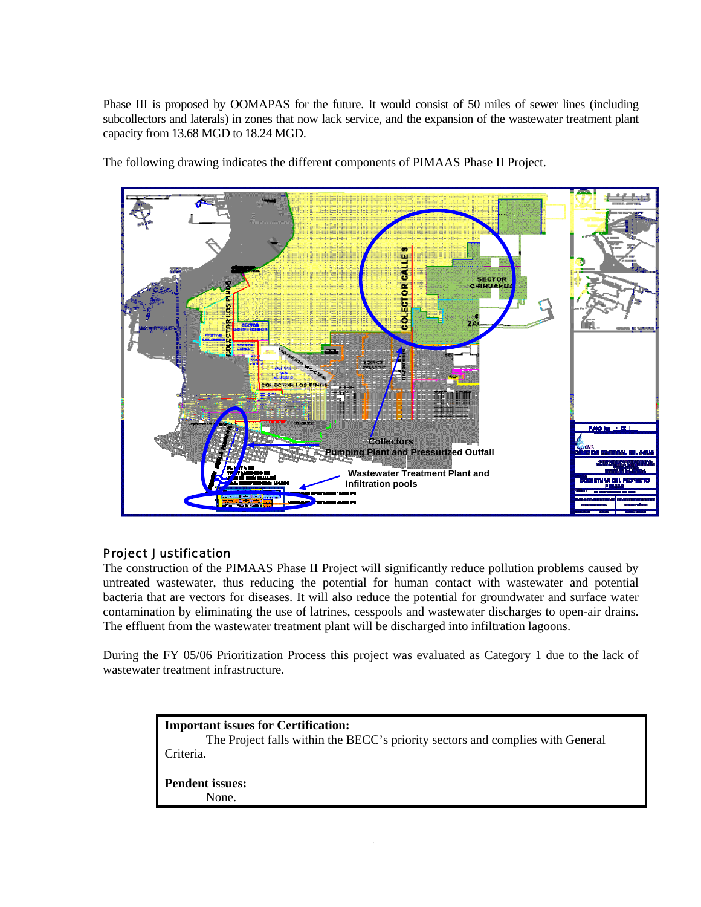Phase III is proposed by OOMAPAS for the future. It would consist of 50 miles of sewer lines (including subcollectors and laterals) in zones that now lack service, and the expansion of the wastewater treatment plant capacity from 13.68 MGD to 18.24 MGD.

The following drawing indicates the different components of PIMAAS Phase II Project.

### Project Justification

The construction of the PIMAAS Phase II Project will significantly reduce pollution problems caused by untreated wastewater, thus reducing the potential for human contact with wastewater and potential bacteria that are vectors for diseases. It will also reduce the potential for groundwater and surface water contamination by eliminating the use of latrines, cesspools and wastewater discharges to open-air drains. The effluent from the wastewater treatment plant will be discharged into infiltration lagoons.

During the FY 05/06 Prioritization Process this project was evaluated as Category 1 due to the lack of wastewater treatment infrastructure.

**Important issues for Certification:**

The Project falls within the BECC's priority sectors and complies with General Criteria.

**Pendent issues:**

None.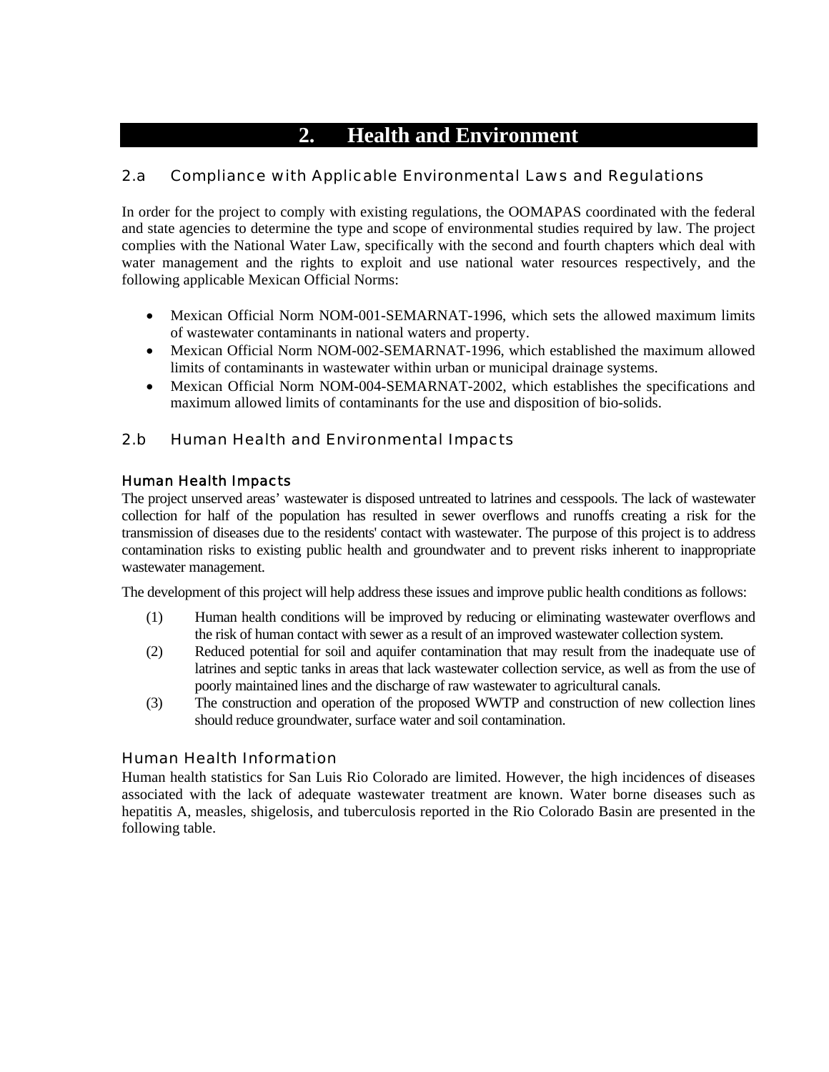# 2. Health and Environment

## 2.a Compliance with Applicable Environmental Laws and Regulations

In order for the project to comply with existing regulations, the OOMAPAS coordinated with the federal and state agencies to determine the type and scope of environmental studies required by law. The project complies with the National Water Law, specifically with the second and fourth chapters which deal with water management and the rights to exploit and use national water resources respectively, and the following applicable Mexican Official Norms:

- Mexican Official Norm NOM-001-SEMARNAT-1996, which sets the allowed maximum limits of wastewater contaminants in national waters and property.
- Mexican Official Norm NOM-002-SEMARNAT-1996, which established the maximum allowed limits of contaminants in wastewater within urban or municipal drainage systems.
- Mexican Official Norm NOM-004-SEMARNAT-2002, which establishes the specifications and maximum allowed limits of contaminants for the use and disposition of bio-solids.

## 2.b Human Health and Environmental Impacts

### Human Health Impacts

The project unserved areas' wastewater is disposed untreated to latrines and cesspools. The lack of wastewater collection for half of the population has resulted in sewer overflows and runoffs creating a risk for the transmission of diseases due to the residents' contact with wastewater. The purpose of this project is to address contamination risks to existing public health and groundwater and to prevent risks inherent to inappropriate wastewater management.

The development of this project will help address these issues and improve public health conditions as follows:

(1) Human health conditions will be improved by reducing or eliminating wastewater overflows and the risk of human contact with sewer as a result of an improved wastewater collection system.

(2) Reduced potential for soil and aquifer contamination that may result from the inadequate use of latrines and septic tanks in areas that lack wastewater collection service, as well as from the use of poorly maintained lines and the discharge of raw wastewater to agricultural canals.

(3) The construction and operation of the proposed WWTP and construction of new collection lines should reduce groundwater, surface water and soil contamination.

### Human Health Information

Human health statistics for San Luis Rio Colorado are limited. However, the high incidences of diseases associated with the lack of adequate wastewater treatment are known. Water borne diseases such as hepatitis A, measles, shigelosis, and tuberculosis reported in the Rio Colorado Basin are presented in the following table.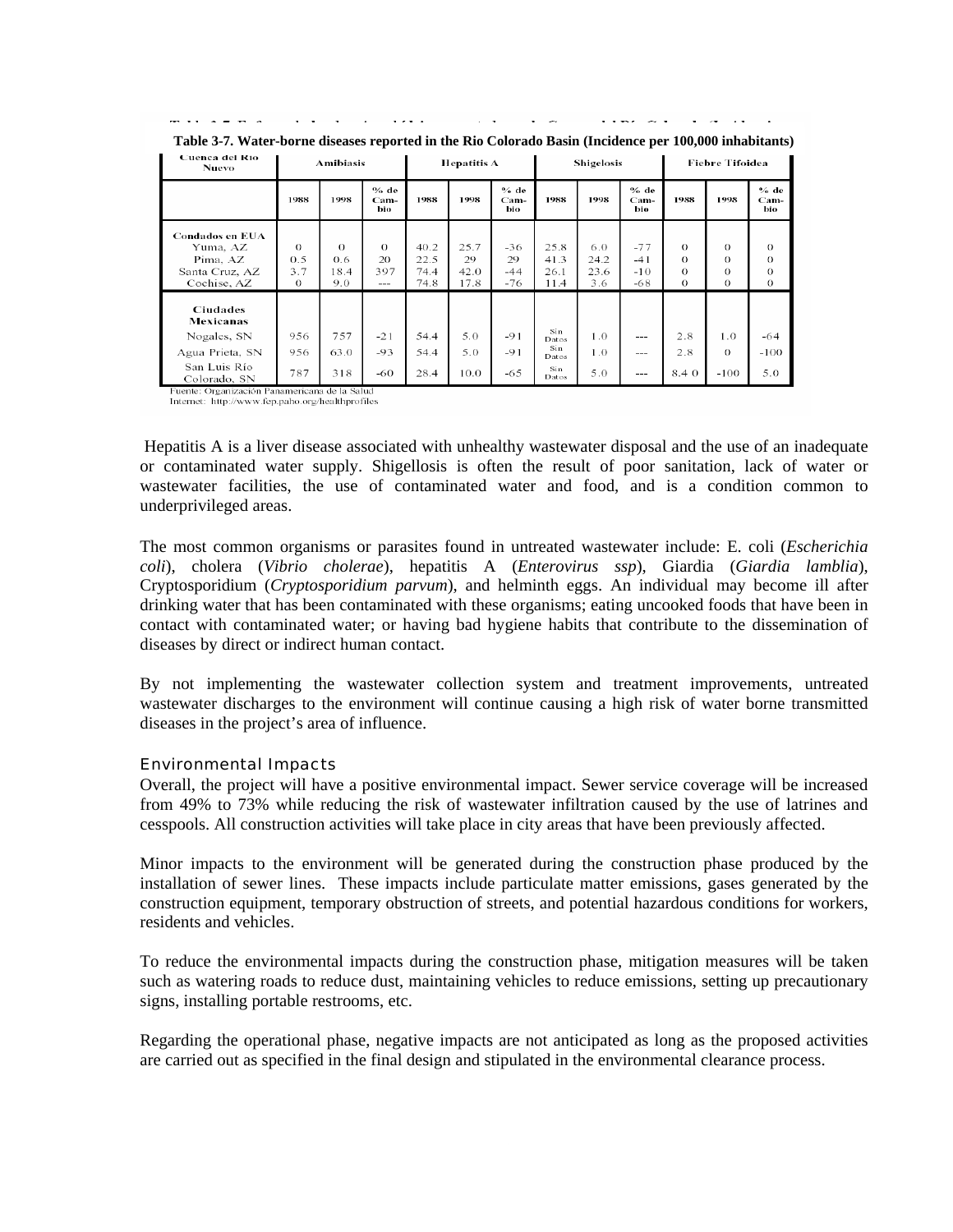**Table 3-7. Water-borne diseases reported in the Rio Colorado Basin (Incidence per 100,000 inhabitants)**

| Cuenca del Río Nuevo | Amibiasis | | | Hepatitis A | | | Shigelosis | | | Fiebre Tifoidea | | |
|---|---|---|---|---|---|---|---|---|---|---|---|---|
| | 1988 | 1998 | % de Cambio | 1988 | 1998 | % de Cambio | 1988 | 1998 | % de Cambio | 1988 | 1998 | % de Cambio |
| **Condados en EUA** | | | | | | | | | | | | |
| Yuma, AZ | 0 | 0 | 0 | 40.2 | 25.7 | -36 | 25.8 | 6.0 | -77 | 0 | 0 | 0 |
| Pima, AZ | 0.5 | 0.6 | 20 | 22.5 | 29 | 29 | 41.3 | 24.2 | -41 | 0 | 0 | 0 |
| Santa Cruz, AZ | 3.7 | 18.4 | 397 | 74.4 | 42.0 | -44 | 26.1 | 23.6 | -10 | 0 | 0 | 0 |
| Cochise, AZ | 0 | 9.0 | --- | 74.8 | 17.8 | -76 | 11.4 | 3.6 | -68 | 0 | 0 | 0 |
| **Ciudades Mexicanas** | | | | | | | | | | | | |
| Nogales, SN | 956 | 757 | -21 | 54.4 | 5.0 | -91 | Sin Datos | 1.0 | --- | 2.8 | 1.0 | -64 |
| Agua Prieta, SN | 956 | 63.0 | -93 | 54.4 | 5.0 | -91 | Sin Datos | 1.0 | --- | 2.8 | 0 | -100 |
| San Luis Río Colorado, SN | 787 | 318 | -60 | 28.4 | 10.0 | -65 | Sin Datos | 5.0 | --- | 8.4 0 | -100 | 5.0 |

Fuente: Organización Panamericana de la Salud
Internet: http://www.fep.paho.org/healthprofiles

Hepatitis A is a liver disease associated with unhealthy wastewater disposal and the use of an inadequate or contaminated water supply. Shigellosis is often the result of poor sanitation, lack of water or wastewater facilities, the use of contaminated water and food, and is a condition common to underprivileged areas.

The most common organisms or parasites found in untreated wastewater include: E. coli (*Escherichia coli*), cholera (*Vibrio cholerae*), hepatitis A (*Enterovirus ssp*), Giardia (*Giardia lamblia*), Cryptosporidium (*Cryptosporidium parvum*), and helminth eggs. An individual may become ill after drinking water that has been contaminated with these organisms; eating uncooked foods that have been in contact with contaminated water; or having bad hygiene habits that contribute to the dissemination of diseases by direct or indirect human contact.

By not implementing the wastewater collection system and treatment improvements, untreated wastewater discharges to the environment will continue causing a high risk of water borne transmitted diseases in the project's area of influence.

### Environmental Impacts

Overall, the project will have a positive environmental impact. Sewer service coverage will be increased from 49% to 73% while reducing the risk of wastewater infiltration caused by the use of latrines and cesspools. All construction activities will take place in city areas that have been previously affected.

Minor impacts to the environment will be generated during the construction phase produced by the installation of sewer lines. These impacts include particulate matter emissions, gases generated by the construction equipment, temporary obstruction of streets, and potential hazardous conditions for workers, residents and vehicles.

To reduce the environmental impacts during the construction phase, mitigation measures will be taken such as watering roads to reduce dust, maintaining vehicles to reduce emissions, setting up precautionary signs, installing portable restrooms, etc.

Regarding the operational phase, negative impacts are not anticipated as long as the proposed activities are carried out as specified in the final design and stipulated in the environmental clearance process.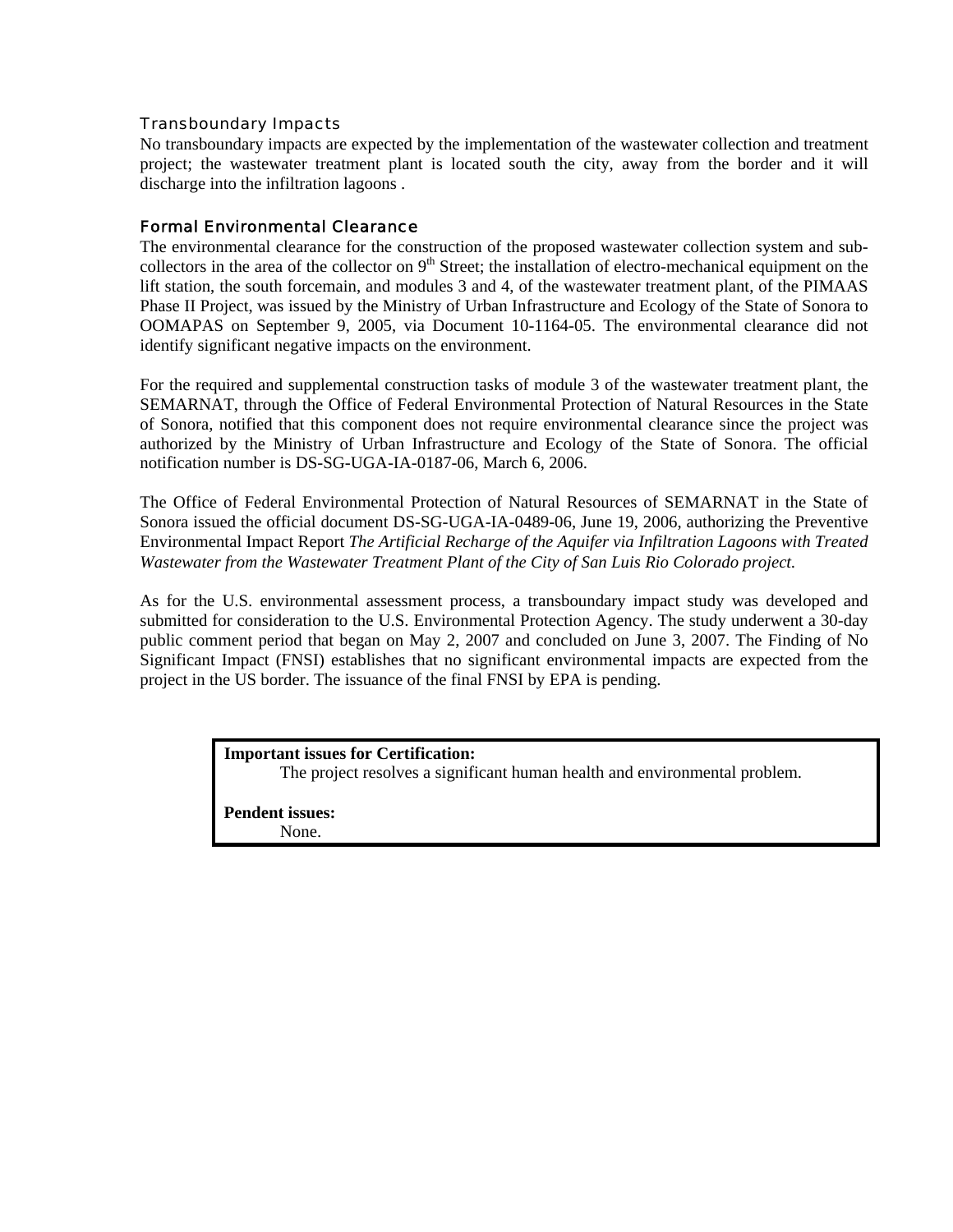### Transboundary Impacts

No transboundary impacts are expected by the implementation of the wastewater collection and treatment project; the wastewater treatment plant is located south the city, away from the border and it will discharge into the infiltration lagoons .

### Formal Environmental Clearance

The environmental clearance for the construction of the proposed wastewater collection system and sub-collectors in the area of the collector on 9th Street; the installation of electro-mechanical equipment on the lift station, the south forcemain, and modules 3 and 4, of the wastewater treatment plant, of the PIMAAS Phase II Project, was issued by the Ministry of Urban Infrastructure and Ecology of the State of Sonora to OOMAPAS on September 9, 2005, via Document 10-1164-05. The environmental clearance did not identify significant negative impacts on the environment.

For the required and supplemental construction tasks of module 3 of the wastewater treatment plant, the SEMARNAT, through the Office of Federal Environmental Protection of Natural Resources in the State of Sonora, notified that this component does not require environmental clearance since the project was authorized by the Ministry of Urban Infrastructure and Ecology of the State of Sonora. The official notification number is DS-SG-UGA-IA-0187-06, March 6, 2006.

The Office of Federal Environmental Protection of Natural Resources of SEMARNAT in the State of Sonora issued the official document DS-SG-UGA-IA-0489-06, June 19, 2006, authorizing the Preventive Environmental Impact Report *The Artificial Recharge of the Aquifer via Infiltration Lagoons with Treated Wastewater from the Wastewater Treatment Plant of the City of San Luis Rio Colorado project.*

As for the U.S. environmental assessment process, a transboundary impact study was developed and submitted for consideration to the U.S. Environmental Protection Agency. The study underwent a 30-day public comment period that began on May 2, 2007 and concluded on June 3, 2007. The Finding of No Significant Impact (FNSI) establishes that no significant environmental impacts are expected from the project in the US border. The issuance of the final FNSI by EPA is pending.

**Important issues for Certification:**

The project resolves a significant human health and environmental problem.

**Pendent issues:**

None.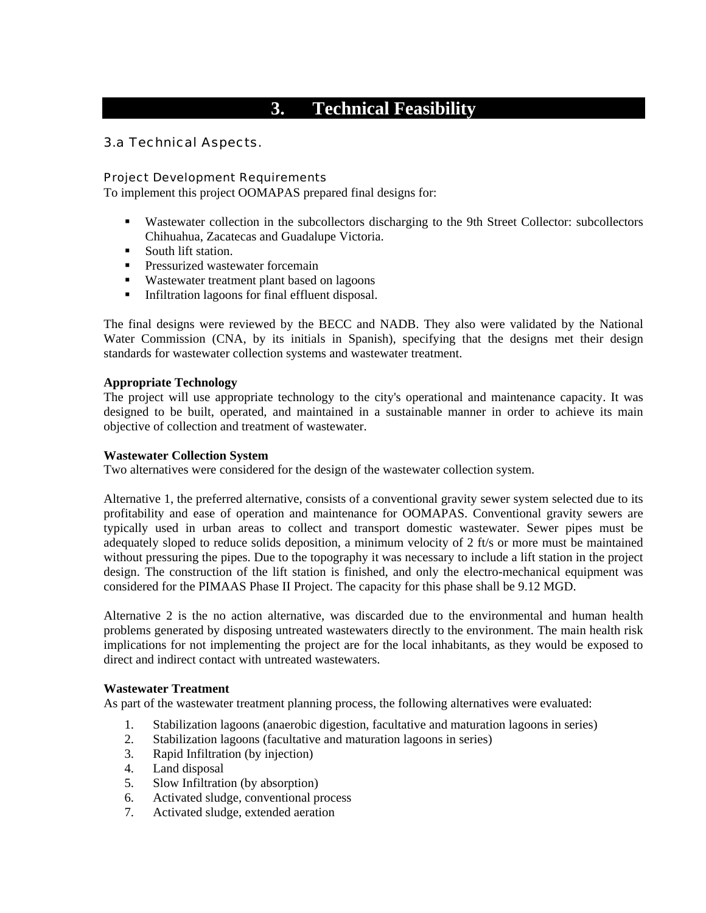# 3. Technical Feasibility

## 3.a Technical Aspects.

### Project Development Requirements

To implement this project OOMAPAS prepared final designs for:

- Wastewater collection in the subcollectors discharging to the 9th Street Collector: subcollectors Chihuahua, Zacatecas and Guadalupe Victoria.
- South lift station.
- Pressurized wastewater forcemain
- Wastewater treatment plant based on lagoons
- Infiltration lagoons for final effluent disposal.

The final designs were reviewed by the BECC and NADB. They also were validated by the National Water Commission (CNA, by its initials in Spanish), specifying that the designs met their design standards for wastewater collection systems and wastewater treatment.

**Appropriate Technology**

The project will use appropriate technology to the city's operational and maintenance capacity. It was designed to be built, operated, and maintained in a sustainable manner in order to achieve its main objective of collection and treatment of wastewater.

**Wastewater Collection System**

Two alternatives were considered for the design of the wastewater collection system.

Alternative 1, the preferred alternative, consists of a conventional gravity sewer system selected due to its profitability and ease of operation and maintenance for OOMAPAS. Conventional gravity sewers are typically used in urban areas to collect and transport domestic wastewater. Sewer pipes must be adequately sloped to reduce solids deposition, a minimum velocity of 2 ft/s or more must be maintained without pressuring the pipes. Due to the topography it was necessary to include a lift station in the project design. The construction of the lift station is finished, and only the electro-mechanical equipment was considered for the PIMAAS Phase II Project. The capacity for this phase shall be 9.12 MGD.

Alternative 2 is the no action alternative, was discarded due to the environmental and human health problems generated by disposing untreated wastewaters directly to the environment. The main health risk implications for not implementing the project are for the local inhabitants, as they would be exposed to direct and indirect contact with untreated wastewaters.

**Wastewater Treatment**

As part of the wastewater treatment planning process, the following alternatives were evaluated:

1. Stabilization lagoons (anaerobic digestion, facultative and maturation lagoons in series)
2. Stabilization lagoons (facultative and maturation lagoons in series)
3. Rapid Infiltration (by injection)
4. Land disposal
5. Slow Infiltration (by absorption)
6. Activated sludge, conventional process
7. Activated sludge, extended aeration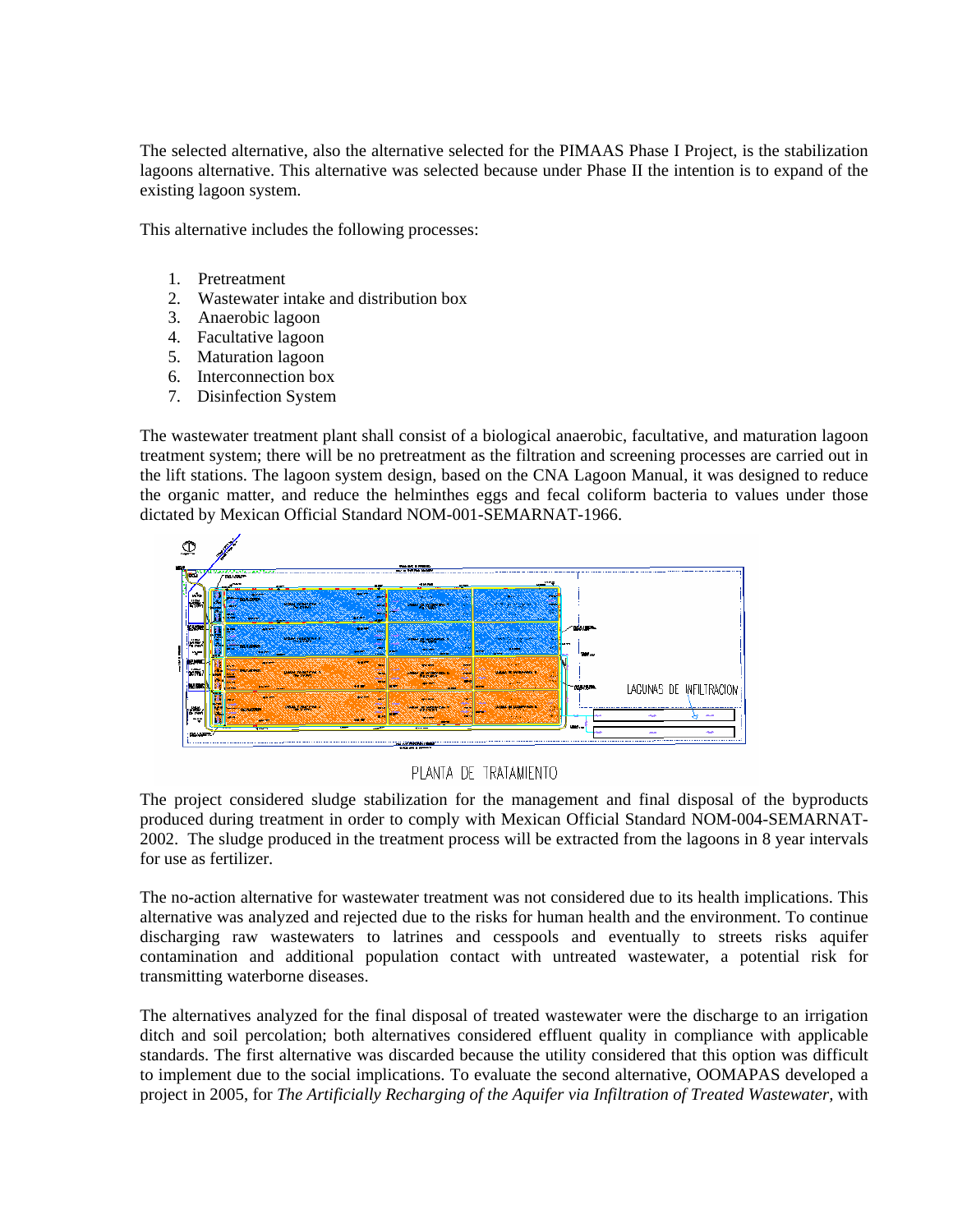The selected alternative, also the alternative selected for the PIMAAS Phase I Project, is the stabilization lagoons alternative. This alternative was selected because under Phase II the intention is to expand of the existing lagoon system.

This alternative includes the following processes:

1. Pretreatment
2. Wastewater intake and distribution box
3. Anaerobic lagoon
4. Facultative lagoon
5. Maturation lagoon
6. Interconnection box
7. Disinfection System

The wastewater treatment plant shall consist of a biological anaerobic, facultative, and maturation lagoon treatment system; there will be no pretreatment as the filtration and screening processes are carried out in the lift stations. The lagoon system design, based on the CNA Lagoon Manual, it was designed to reduce the organic matter, and reduce the helminthes eggs and fecal coliform bacteria to values under those dictated by Mexican Official Standard NOM-001-SEMARNAT-1966.

LAGUNAS DE INFILTRACION

PLANTA DE TRATAMIENTO

The project considered sludge stabilization for the management and final disposal of the byproducts produced during treatment in order to comply with Mexican Official Standard NOM-004-SEMARNAT-2002. The sludge produced in the treatment process will be extracted from the lagoons in 8 year intervals for use as fertilizer.

The no-action alternative for wastewater treatment was not considered due to its health implications. This alternative was analyzed and rejected due to the risks for human health and the environment. To continue discharging raw wastewaters to latrines and cesspools and eventually to streets risks aquifer contamination and additional population contact with untreated wastewater, a potential risk for transmitting waterborne diseases.

The alternatives analyzed for the final disposal of treated wastewater were the discharge to an irrigation ditch and soil percolation; both alternatives considered effluent quality in compliance with applicable standards. The first alternative was discarded because the utility considered that this option was difficult to implement due to the social implications. To evaluate the second alternative, OOMAPAS developed a project in 2005, for *The Artificially Recharging of the Aquifer via Infiltration of Treated Wastewater,* with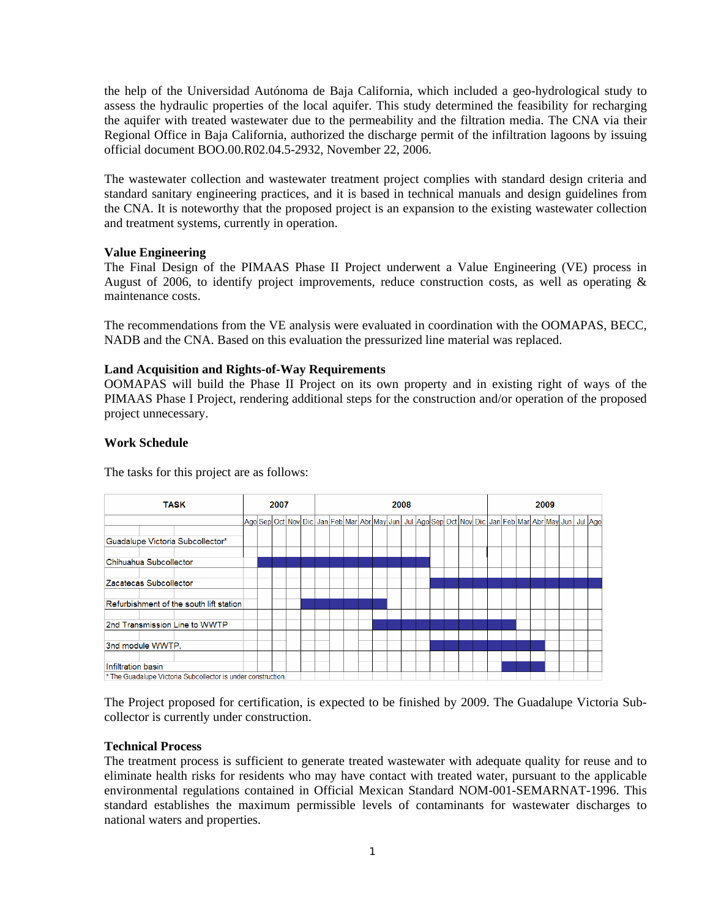the help of the Universidad Autónoma de Baja California, which included a geo-hydrological study to assess the hydraulic properties of the local aquifer. This study determined the feasibility for recharging the aquifer with treated wastewater due to the permeability and the filtration media. The CNA via their Regional Office in Baja California, authorized the discharge permit of the infiltration lagoons by issuing official document BOO.00.R02.04.5-2932, November 22, 2006.

The wastewater collection and wastewater treatment project complies with standard design criteria and standard sanitary engineering practices, and it is based in technical manuals and design guidelines from the CNA. It is noteworthy that the proposed project is an expansion to the existing wastewater collection and treatment systems, currently in operation.

**Value Engineering**

The Final Design of the PIMAAS Phase II Project underwent a Value Engineering (VE) process in August of 2006, to identify project improvements, reduce construction costs, as well as operating & maintenance costs.

The recommendations from the VE analysis were evaluated in coordination with the OOMAPAS, BECC, NADB and the CNA. Based on this evaluation the pressurized line material was replaced.

**Land Acquisition and Rights-of-Way Requirements**

OOMAPAS will build the Phase II Project on its own property and in existing right of ways of the PIMAAS Phase I Project, rendering additional steps for the construction and/or operation of the proposed project unnecessary.

**Work Schedule**

The tasks for this project are as follows:

| TASK | 2007 | | | | | 2008 | | | | | | | | | | | | 2009 | | | | | | | |
|---|---|---|---|---|---|---|---|---|---|---|---|---|---|---|---|---|---|---|---|---|---|---|---|---|---|
| | Ago | Sep | Oct | Nov | Dic | Jan | Feb | Mar | Abr | May | Jun | Jul | Ago | Sep | Oct | Nov | Dic | Jan | Feb | Mar | Abr | May | Jun | Jul | Ago |
| Guadalupe Victoria Subcollector* | | | | | | | | | | | | | | | | | | | | | | | | | |
| Chihuahua Subcollector | | ■ | ■ | ■ | ■ | ■ | ■ | ■ | ■ | ■ | ■ | ■ | ■ | | | | | | | | | | | | |
| Zacatecas Subcollector | | | | | | | | | | | | | | ■ | ■ | ■ | ■ | ■ | ■ | ■ | ■ | ■ | ■ | ■ | ■ |
| Refurbishment of the south lift station | | | | | ■ | ■ | ■ | ■ | ■ | ■ | | | | | | | | | | | | | | | |
| 2nd Transmission Line to WWTP | | | | | | | | | | ■ | ■ | ■ | ■ | ■ | ■ | ■ | ■ | ■ | ■ | | | | | | |
| 3nd module WWTP. | | | | | | | | | | | | | | ■ | ■ | ■ | ■ | ■ | ■ | ■ | ■ | | | | |
| Infiltration basin | | | | | | | | | | | | | | | | | | | ■ | ■ | ■ | | | | |

\* The Guadalupe Victoria Subcollector is under construction

The Project proposed for certification, is expected to be finished by 2009. The Guadalupe Victoria Sub-collector is currently under construction.

**Technical Process**

The treatment process is sufficient to generate treated wastewater with adequate quality for reuse and to eliminate health risks for residents who may have contact with treated water, pursuant to the applicable environmental regulations contained in Official Mexican Standard NOM-001-SEMARNAT-1996. This standard establishes the maximum permissible levels of contaminants for wastewater discharges to national waters and properties.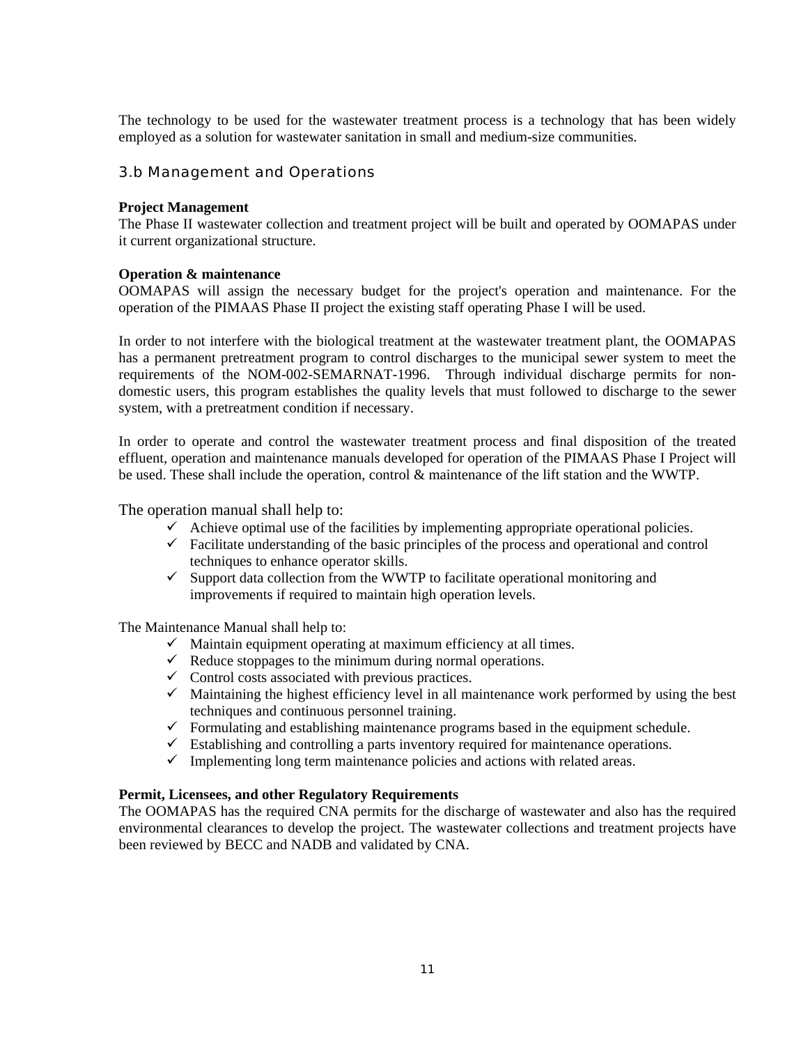The technology to be used for the wastewater treatment process is a technology that has been widely employed as a solution for wastewater sanitation in small and medium-size communities.

## 3.b Management and Operations

**Project Management**

The Phase II wastewater collection and treatment project will be built and operated by OOMAPAS under it current organizational structure.

**Operation & maintenance**

OOMAPAS will assign the necessary budget for the project's operation and maintenance. For the operation of the PIMAAS Phase II project the existing staff operating Phase I will be used.

In order to not interfere with the biological treatment at the wastewater treatment plant, the OOMAPAS has a permanent pretreatment program to control discharges to the municipal sewer system to meet the requirements of the NOM-002-SEMARNAT-1996. Through individual discharge permits for non-domestic users, this program establishes the quality levels that must followed to discharge to the sewer system, with a pretreatment condition if necessary.

In order to operate and control the wastewater treatment process and final disposition of the treated effluent, operation and maintenance manuals developed for operation of the PIMAAS Phase I Project will be used. These shall include the operation, control & maintenance of the lift station and the WWTP.

The operation manual shall help to:

- ✓ Achieve optimal use of the facilities by implementing appropriate operational policies.
- ✓ Facilitate understanding of the basic principles of the process and operational and control techniques to enhance operator skills.
- ✓ Support data collection from the WWTP to facilitate operational monitoring and improvements if required to maintain high operation levels.

The Maintenance Manual shall help to:

- ✓ Maintain equipment operating at maximum efficiency at all times.
- ✓ Reduce stoppages to the minimum during normal operations.
- ✓ Control costs associated with previous practices.
- ✓ Maintaining the highest efficiency level in all maintenance work performed by using the best techniques and continuous personnel training.
- ✓ Formulating and establishing maintenance programs based in the equipment schedule.
- ✓ Establishing and controlling a parts inventory required for maintenance operations.
- ✓ Implementing long term maintenance policies and actions with related areas.

**Permit, Licensees, and other Regulatory Requirements**

The OOMAPAS has the required CNA permits for the discharge of wastewater and also has the required environmental clearances to develop the project. The wastewater collections and treatment projects have been reviewed by BECC and NADB and validated by CNA.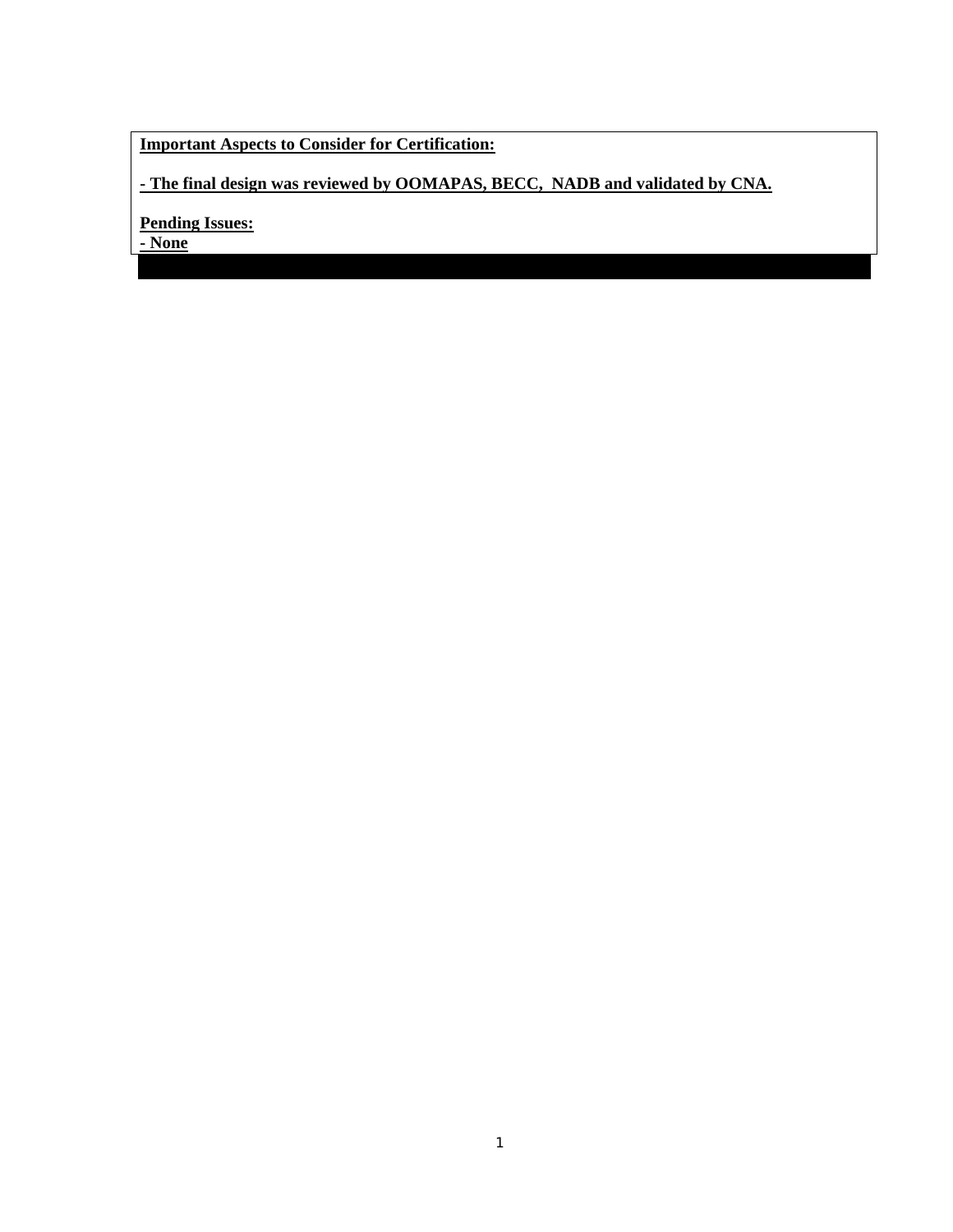**Important Aspects to Consider for Certification:**

**- The final design was reviewed by OOMAPAS, BECC, NADB and validated by CNA.**

**Pending Issues:**

**- None**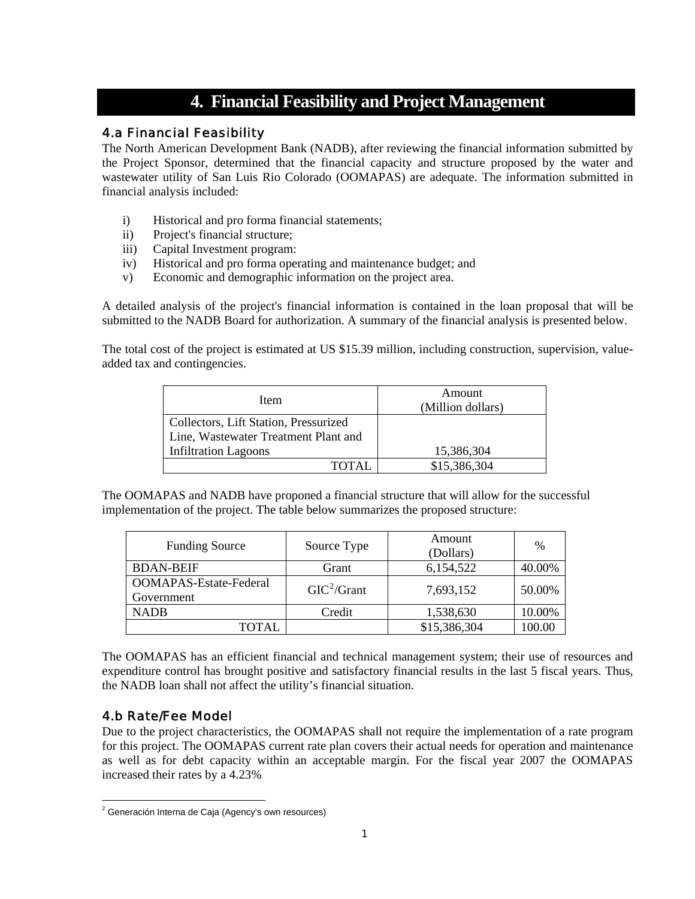# 4. Financial Feasibility and Project Management

## 4.a Financial Feasibility

The North American Development Bank (NADB), after reviewing the financial information submitted by the Project Sponsor, determined that the financial capacity and structure proposed by the water and wastewater utility of San Luis Rio Colorado (OOMAPAS) are adequate. The information submitted in financial analysis included:

i) Historical and pro forma financial statements;
ii) Project's financial structure;
iii) Capital Investment program:
iv) Historical and pro forma operating and maintenance budget; and
v) Economic and demographic information on the project area.

A detailed analysis of the project's financial information is contained in the loan proposal that will be submitted to the NADB Board for authorization. A summary of the financial analysis is presented below.

The total cost of the project is estimated at US $15.39 million, including construction, supervision, value-added tax and contingencies.

| Item | Amount (Million dollars) |
|---|---|
| Collectors, Lift Station, Pressurized Line, Wastewater Treatment Plant and Infiltration Lagoons | 15,386,304 |
| TOTAL | $15,386,304 |

The OOMAPAS and NADB have proponed a financial structure that will allow for the successful implementation of the project. The table below summarizes the proposed structure:

| Funding Source | Source Type | Amount (Dollars) | % |
|---|---|---|---|
| BDAN-BEIF | Grant | 6,154,522 | 40.00% |
| OOMAPAS-Estate-Federal Government | GIC[2]/Grant | 7,693,152 | 50.00% |
| NADB | Credit | 1,538,630 | 10.00% |
| TOTAL | | $15,386,304 | 100.00 |

The OOMAPAS has an efficient financial and technical management system; their use of resources and expenditure control has brought positive and satisfactory financial results in the last 5 fiscal years. Thus, the NADB loan shall not affect the utility's financial situation.

## 4.b Rate/Fee Model

Due to the project characteristics, the OOMAPAS shall not require the implementation of a rate program for this project. The OOMAPAS current rate plan covers their actual needs for operation and maintenance as well as for debt capacity within an acceptable margin. For the fiscal year 2007 the OOMAPAS increased their rates by a 4.23%

---

[2] Generación Interna de Caja (Agency's own resources)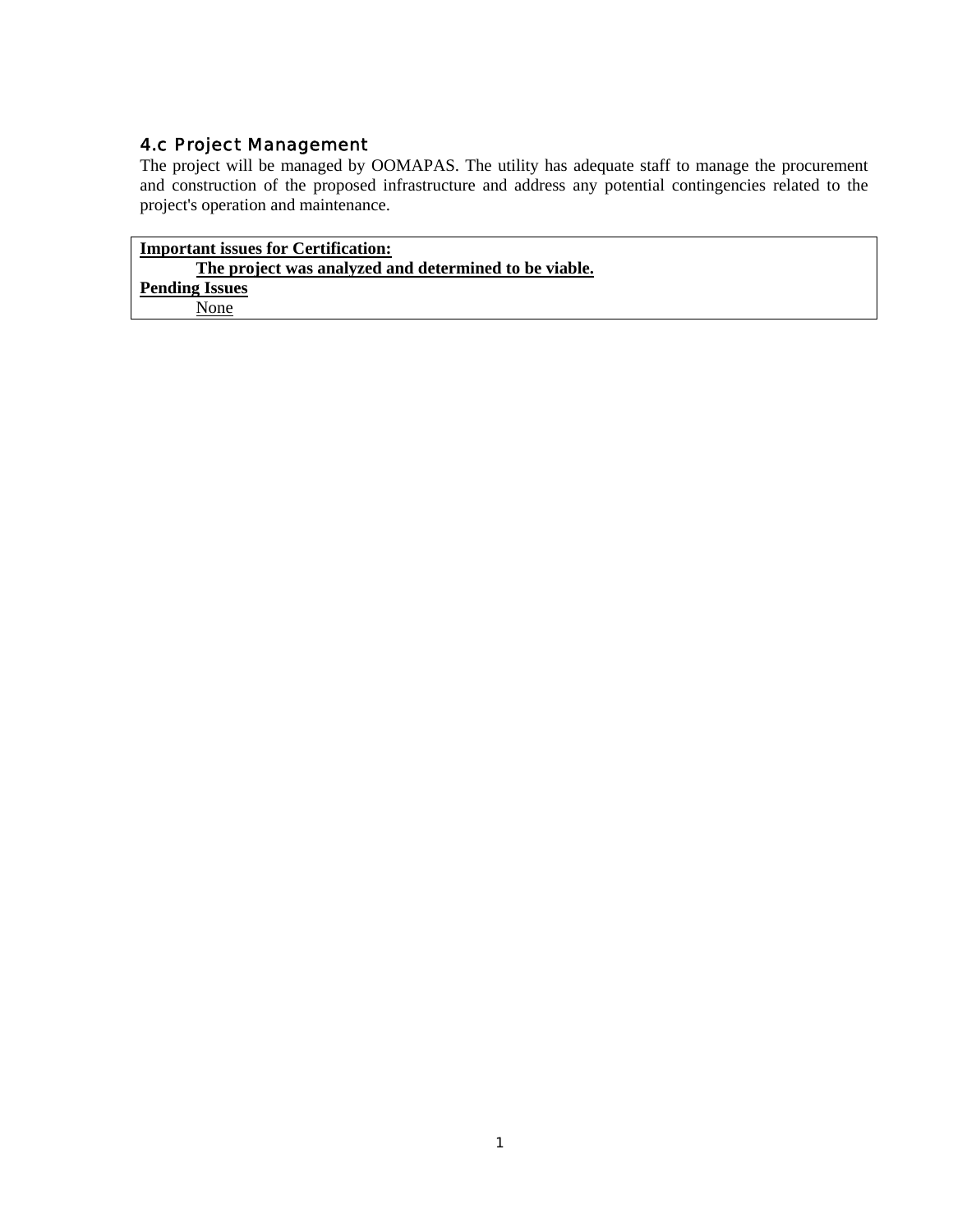### 4.c Project Management

The project will be managed by OOMAPAS. The utility has adequate staff to manage the procurement and construction of the proposed infrastructure and address any potential contingencies related to the project's operation and maintenance.

**Important issues for Certification:**

**The project was analyzed and determined to be viable.**

**Pending Issues**

None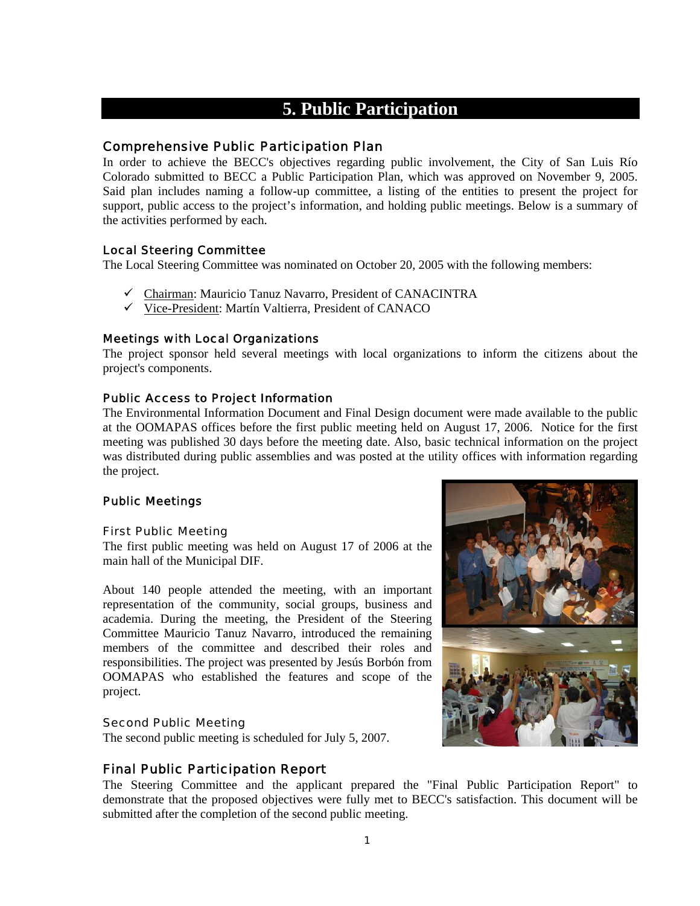# 5. Public Participation

## Comprehensive Public Participation Plan

In order to achieve the BECC's objectives regarding public involvement, the City of San Luis Río Colorado submitted to BECC a Public Participation Plan, which was approved on November 9, 2005. Said plan includes naming a follow-up committee, a listing of the entities to present the project for support, public access to the project's information, and holding public meetings. Below is a summary of the activities performed by each.

### Local Steering Committee

The Local Steering Committee was nominated on October 20, 2005 with the following members:

- ✓ Chairman: Mauricio Tanuz Navarro, President of CANACINTRA
- ✓ Vice-President: Martín Valtierra, President of CANACO

### Meetings with Local Organizations

The project sponsor held several meetings with local organizations to inform the citizens about the project's components.

### Public Access to Project Information

The Environmental Information Document and Final Design document were made available to the public at the OOMAPAS offices before the first public meeting held on August 17, 2006. Notice for the first meeting was published 30 days before the meeting date. Also, basic technical information on the project was distributed during public assemblies and was posted at the utility offices with information regarding the project.

### Public Meetings

#### First Public Meeting

The first public meeting was held on August 17 of 2006 at the main hall of the Municipal DIF.

About 140 people attended the meeting, with an important representation of the community, social groups, business and academia. During the meeting, the President of the Steering Committee Mauricio Tanuz Navarro, introduced the remaining members of the committee and described their roles and responsibilities. The project was presented by Jesús Borbón from OOMAPAS who established the features and scope of the project.

#### Second Public Meeting

The second public meeting is scheduled for July 5, 2007.

## Final Public Participation Report

The Steering Committee and the applicant prepared the "Final Public Participation Report" to demonstrate that the proposed objectives were fully met to BECC's satisfaction. This document will be submitted after the completion of the second public meeting.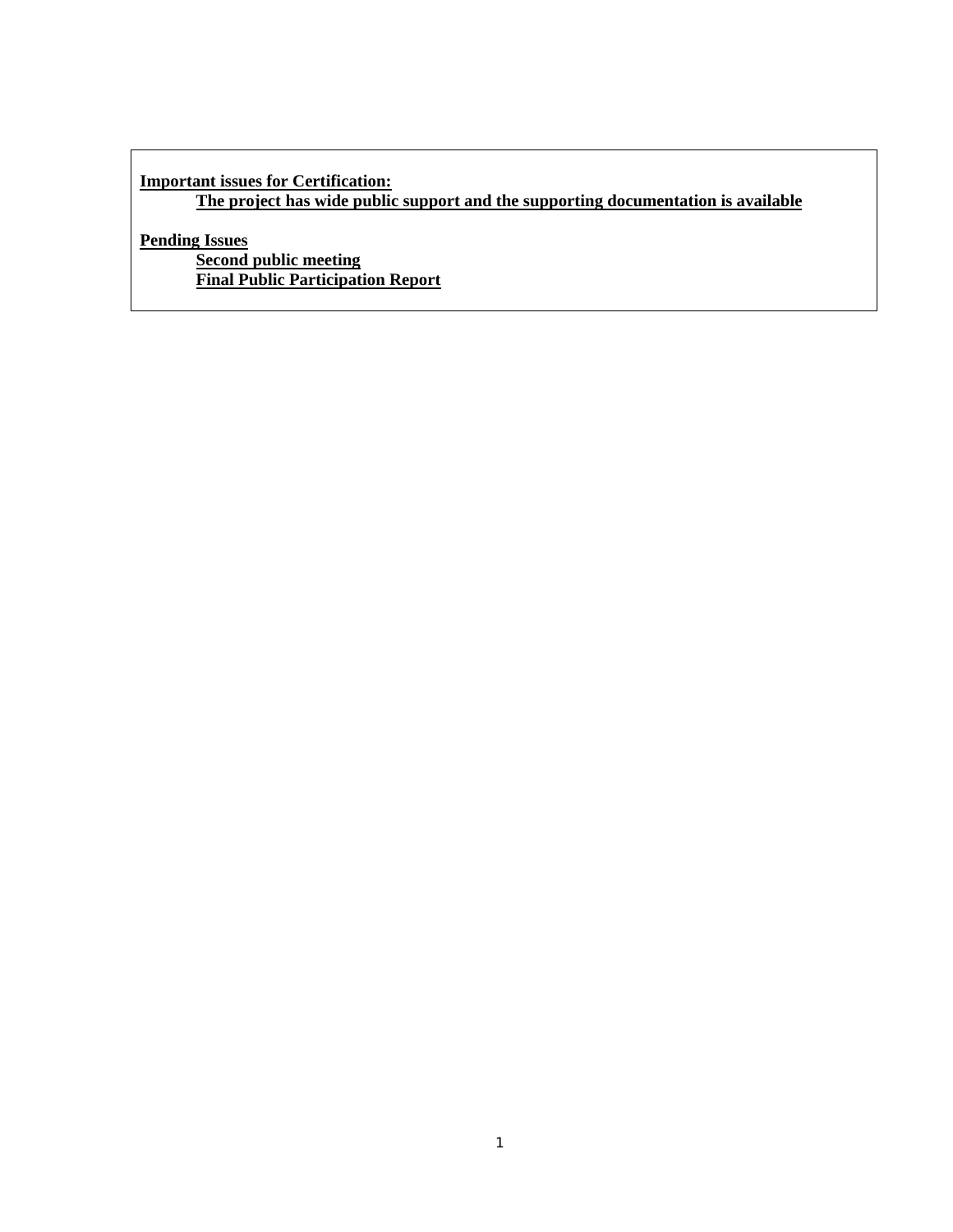**Important issues for Certification:**

**The project has wide public support and the supporting documentation is available**

**Pending Issues**

**Second public meeting**

**Final Public Participation Report**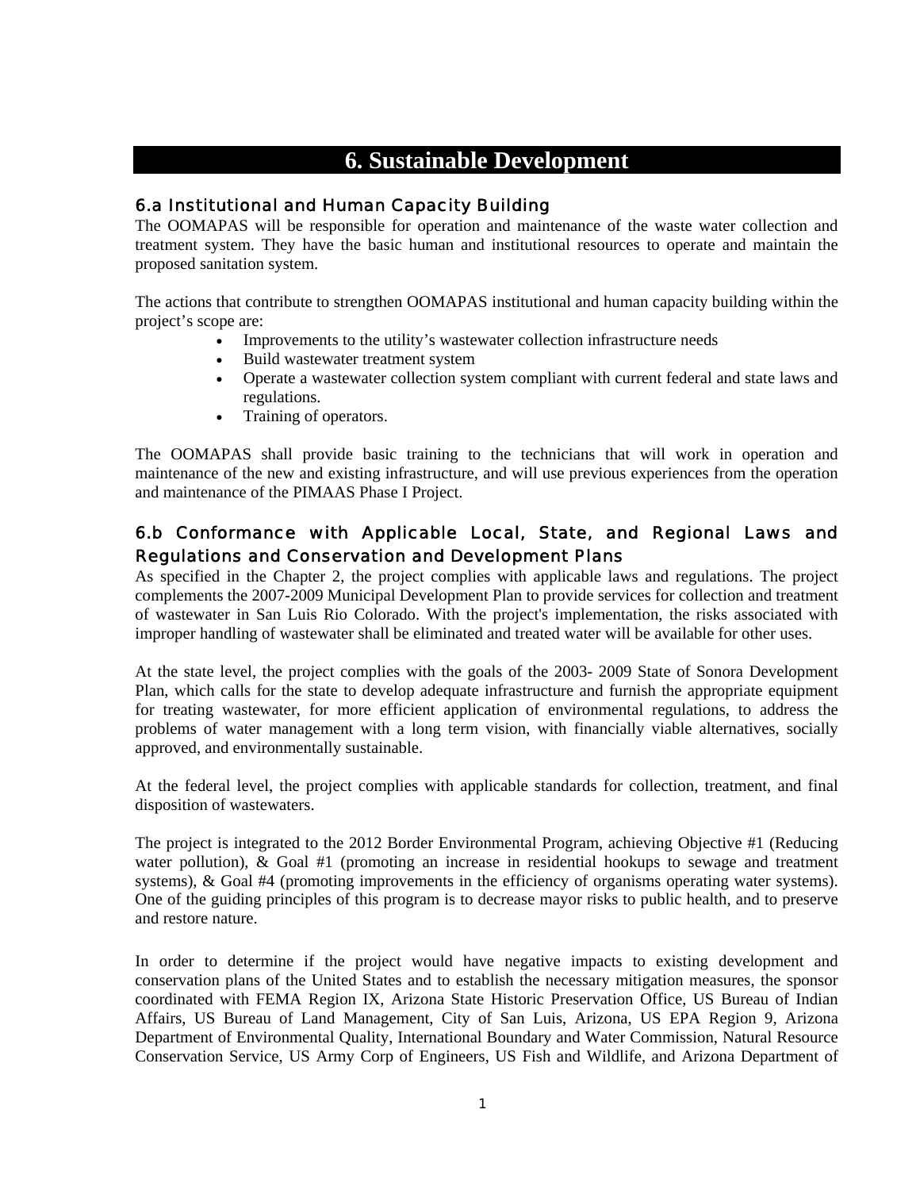# 6. Sustainable Development

## 6.a Institutional and Human Capacity Building

The OOMAPAS will be responsible for operation and maintenance of the waste water collection and treatment system. They have the basic human and institutional resources to operate and maintain the proposed sanitation system.

The actions that contribute to strengthen OOMAPAS institutional and human capacity building within the project's scope are:

- Improvements to the utility's wastewater collection infrastructure needs
- Build wastewater treatment system
- Operate a wastewater collection system compliant with current federal and state laws and regulations.
- Training of operators.

The OOMAPAS shall provide basic training to the technicians that will work in operation and maintenance of the new and existing infrastructure, and will use previous experiences from the operation and maintenance of the PIMAAS Phase I Project.

## 6.b Conformance with Applicable Local, State, and Regional Laws and Regulations and Conservation and Development Plans

As specified in the Chapter 2, the project complies with applicable laws and regulations. The project complements the 2007-2009 Municipal Development Plan to provide services for collection and treatment of wastewater in San Luis Rio Colorado. With the project's implementation, the risks associated with improper handling of wastewater shall be eliminated and treated water will be available for other uses.

At the state level, the project complies with the goals of the 2003- 2009 State of Sonora Development Plan, which calls for the state to develop adequate infrastructure and furnish the appropriate equipment for treating wastewater, for more efficient application of environmental regulations, to address the problems of water management with a long term vision, with financially viable alternatives, socially approved, and environmentally sustainable.

At the federal level, the project complies with applicable standards for collection, treatment, and final disposition of wastewaters.

The project is integrated to the 2012 Border Environmental Program, achieving Objective #1 (Reducing water pollution), & Goal #1 (promoting an increase in residential hookups to sewage and treatment systems), & Goal #4 (promoting improvements in the efficiency of organisms operating water systems). One of the guiding principles of this program is to decrease mayor risks to public health, and to preserve and restore nature.

In order to determine if the project would have negative impacts to existing development and conservation plans of the United States and to establish the necessary mitigation measures, the sponsor coordinated with FEMA Region IX, Arizona State Historic Preservation Office, US Bureau of Indian Affairs, US Bureau of Land Management, City of San Luis, Arizona, US EPA Region 9, Arizona Department of Environmental Quality, International Boundary and Water Commission, Natural Resource Conservation Service, US Army Corp of Engineers, US Fish and Wildlife, and Arizona Department of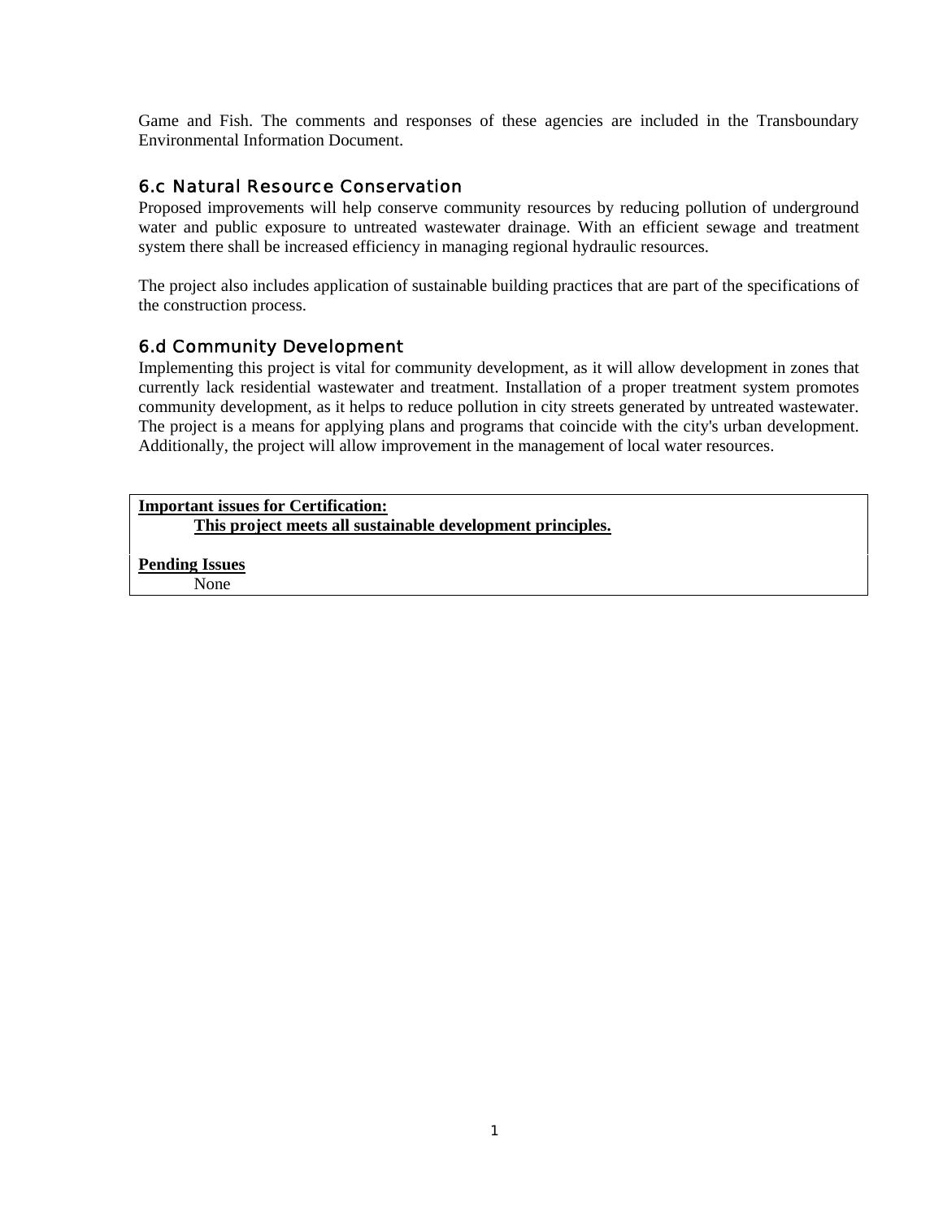Game and Fish. The comments and responses of these agencies are included in the Transboundary Environmental Information Document.

### 6.c Natural Resource Conservation

Proposed improvements will help conserve community resources by reducing pollution of underground water and public exposure to untreated wastewater drainage. With an efficient sewage and treatment system there shall be increased efficiency in managing regional hydraulic resources.

The project also includes application of sustainable building practices that are part of the specifications of the construction process.

### 6.d Community Development

Implementing this project is vital for community development, as it will allow development in zones that currently lack residential wastewater and treatment. Installation of a proper treatment system promotes community development, as it helps to reduce pollution in city streets generated by untreated wastewater. The project is a means for applying plans and programs that coincide with the city's urban development. Additionally, the project will allow improvement in the management of local water resources.

**Important issues for Certification:**

**This project meets all sustainable development principles.**

**Pending Issues**

None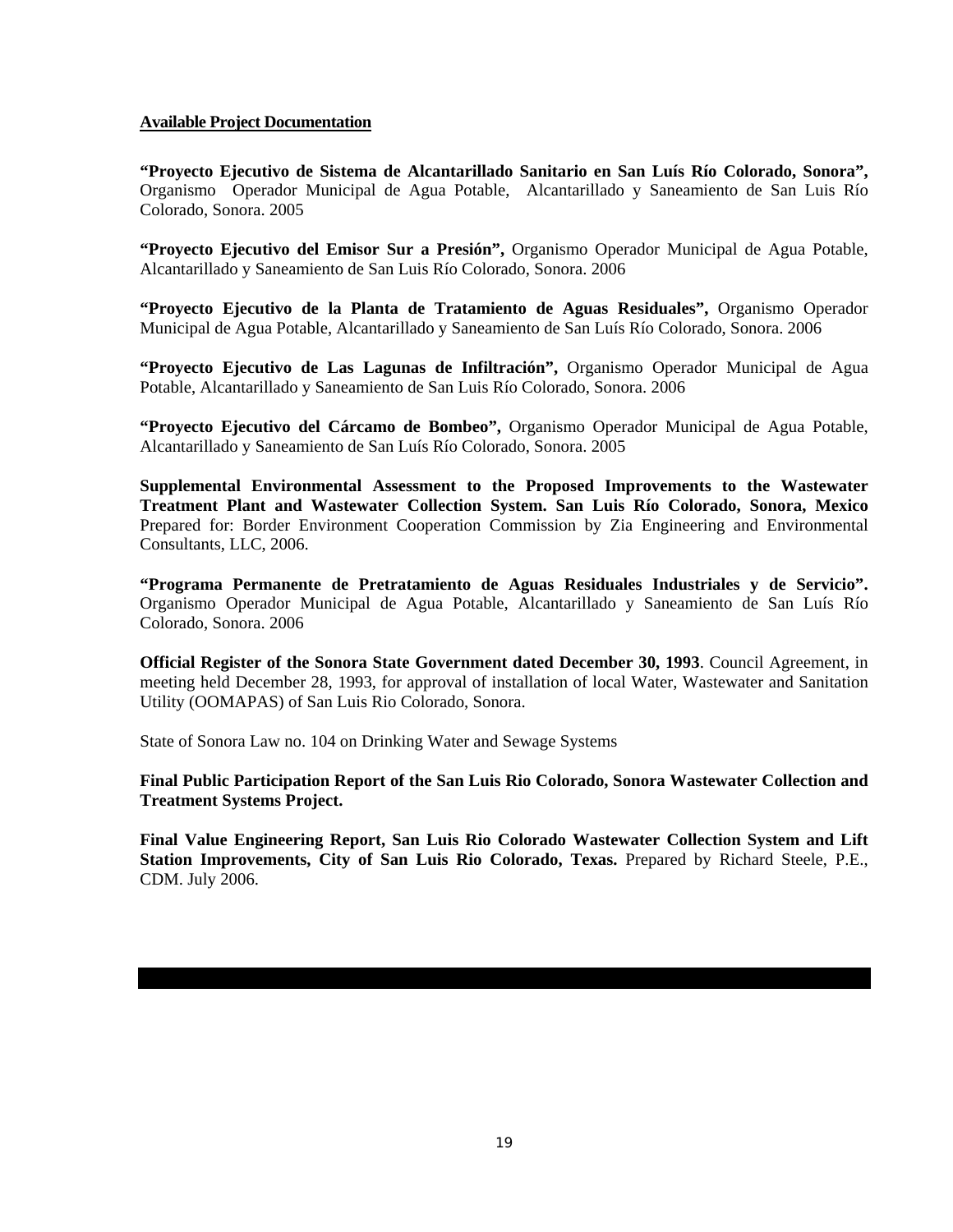**Available Project Documentation**

**"Proyecto Ejecutivo de Sistema de Alcantarillado Sanitario en San Luís Río Colorado, Sonora",** Organismo Operador Municipal de Agua Potable, Alcantarillado y Saneamiento de San Luis Río Colorado, Sonora. 2005

**"Proyecto Ejecutivo del Emisor Sur a Presión",** Organismo Operador Municipal de Agua Potable, Alcantarillado y Saneamiento de San Luis Río Colorado, Sonora. 2006

**"Proyecto Ejecutivo de la Planta de Tratamiento de Aguas Residuales",** Organismo Operador Municipal de Agua Potable, Alcantarillado y Saneamiento de San Luís Río Colorado, Sonora. 2006

**"Proyecto Ejecutivo de Las Lagunas de Infiltración",** Organismo Operador Municipal de Agua Potable, Alcantarillado y Saneamiento de San Luis Río Colorado, Sonora. 2006

**"Proyecto Ejecutivo del Cárcamo de Bombeo",** Organismo Operador Municipal de Agua Potable, Alcantarillado y Saneamiento de San Luís Río Colorado, Sonora. 2005

**Supplemental Environmental Assessment to the Proposed Improvements to the Wastewater Treatment Plant and Wastewater Collection System. San Luis Río Colorado, Sonora, Mexico** Prepared for: Border Environment Cooperation Commission by Zia Engineering and Environmental Consultants, LLC, 2006.

**"Programa Permanente de Pretratamiento de Aguas Residuales Industriales y de Servicio".** Organismo Operador Municipal de Agua Potable, Alcantarillado y Saneamiento de San Luís Río Colorado, Sonora. 2006

**Official Register of the Sonora State Government dated December 30, 1993**. Council Agreement, in meeting held December 28, 1993, for approval of installation of local Water, Wastewater and Sanitation Utility (OOMAPAS) of San Luis Rio Colorado, Sonora.

State of Sonora Law no. 104 on Drinking Water and Sewage Systems

**Final Public Participation Report of the San Luis Rio Colorado, Sonora Wastewater Collection and Treatment Systems Project.**

**Final Value Engineering Report, San Luis Rio Colorado Wastewater Collection System and Lift Station Improvements, City of San Luis Rio Colorado, Texas.** Prepared by Richard Steele, P.E., CDM. July 2006.